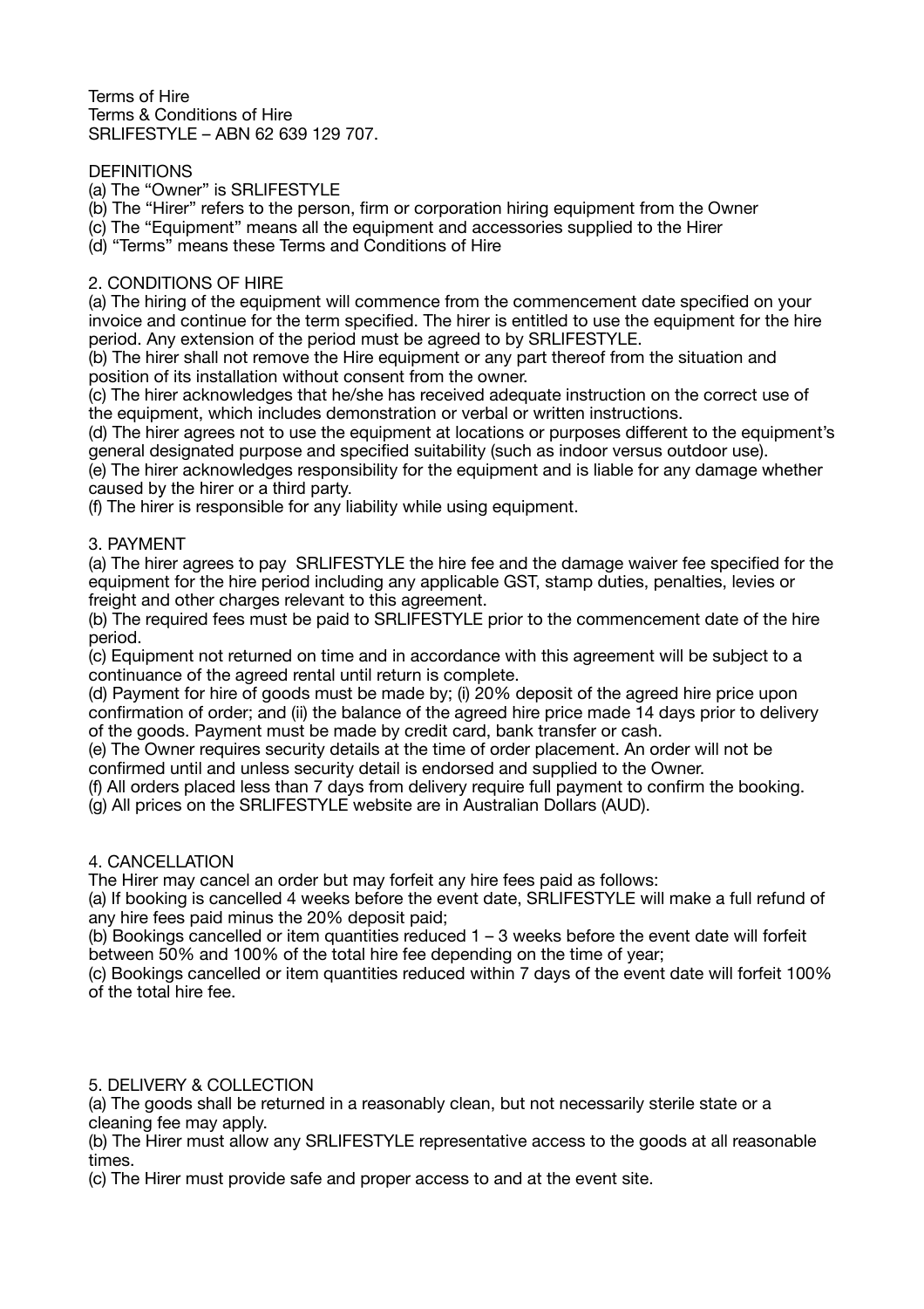Terms of Hire
Terms & Conditions of Hire
SRLIFESTYLE – ABN 62 639 129 707.

## DEFINITIONS

(a) The "Owner" is SRLIFESTYLE
(b) The "Hirer" refers to the person, firm or corporation hiring equipment from the Owner
(c) The "Equipment" means all the equipment and accessories supplied to the Hirer
(d) "Terms" means these Terms and Conditions of Hire

## 2. CONDITIONS OF HIRE

(a) The hiring of the equipment will commence from the commencement date specified on your invoice and continue for the term specified. The hirer is entitled to use the equipment for the hire period. Any extension of the period must be agreed to by SRLIFESTYLE.
(b) The hirer shall not remove the Hire equipment or any part thereof from the situation and position of its installation without consent from the owner.
(c) The hirer acknowledges that he/she has received adequate instruction on the correct use of the equipment, which includes demonstration or verbal or written instructions.
(d) The hirer agrees not to use the equipment at locations or purposes different to the equipment's general designated purpose and specified suitability (such as indoor versus outdoor use).
(e) The hirer acknowledges responsibility for the equipment and is liable for any damage whether caused by the hirer or a third party.
(f) The hirer is responsible for any liability while using equipment.

## 3. PAYMENT

(a) The hirer agrees to pay SRLIFESTYLE the hire fee and the damage waiver fee specified for the equipment for the hire period including any applicable GST, stamp duties, penalties, levies or freight and other charges relevant to this agreement.
(b) The required fees must be paid to SRLIFESTYLE prior to the commencement date of the hire period.
(c) Equipment not returned on time and in accordance with this agreement will be subject to a continuance of the agreed rental until return is complete.
(d) Payment for hire of goods must be made by; (i) 20% deposit of the agreed hire price upon confirmation of order; and (ii) the balance of the agreed hire price made 14 days prior to delivery of the goods. Payment must be made by credit card, bank transfer or cash.
(e) The Owner requires security details at the time of order placement. An order will not be confirmed until and unless security detail is endorsed and supplied to the Owner.
(f) All orders placed less than 7 days from delivery require full payment to confirm the booking.
(g) All prices on the SRLIFESTYLE website are in Australian Dollars (AUD).

## 4. CANCELLATION

The Hirer may cancel an order but may forfeit any hire fees paid as follows:
(a) If booking is cancelled 4 weeks before the event date, SRLIFESTYLE will make a full refund of any hire fees paid minus the 20% deposit paid;
(b) Bookings cancelled or item quantities reduced 1 – 3 weeks before the event date will forfeit between 50% and 100% of the total hire fee depending on the time of year;
(c) Bookings cancelled or item quantities reduced within 7 days of the event date will forfeit 100% of the total hire fee.

## 5. DELIVERY & COLLECTION

(a) The goods shall be returned in a reasonably clean, but not necessarily sterile state or a cleaning fee may apply.
(b) The Hirer must allow any SRLIFESTYLE representative access to the goods at all reasonable times.
(c) The Hirer must provide safe and proper access to and at the event site.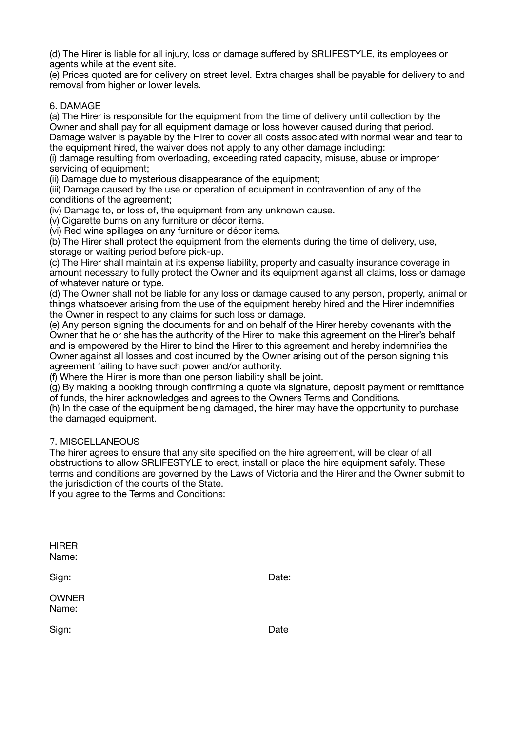(d) The Hirer is liable for all injury, loss or damage suffered by SRLIFESTYLE, its employees or agents while at the event site.
(e) Prices quoted are for delivery on street level. Extra charges shall be payable for delivery to and removal from higher or lower levels.

## 6. DAMAGE

(a) The Hirer is responsible for the equipment from the time of delivery until collection by the Owner and shall pay for all equipment damage or loss however caused during that period. Damage waiver is payable by the Hirer to cover all costs associated with normal wear and tear to the equipment hired, the waiver does not apply to any other damage including:
(i) damage resulting from overloading, exceeding rated capacity, misuse, abuse or improper servicing of equipment;
(ii) Damage due to mysterious disappearance of the equipment;
(iii) Damage caused by the use or operation of equipment in contravention of any of the conditions of the agreement;
(iv) Damage to, or loss of, the equipment from any unknown cause.
(v) Cigarette burns on any furniture or décor items.
(vi) Red wine spillages on any furniture or décor items.
(b) The Hirer shall protect the equipment from the elements during the time of delivery, use, storage or waiting period before pick-up.
(c) The Hirer shall maintain at its expense liability, property and casualty insurance coverage in amount necessary to fully protect the Owner and its equipment against all claims, loss or damage of whatever nature or type.
(d) The Owner shall not be liable for any loss or damage caused to any person, property, animal or things whatsoever arising from the use of the equipment hereby hired and the Hirer indemnifies the Owner in respect to any claims for such loss or damage.
(e) Any person signing the documents for and on behalf of the Hirer hereby covenants with the Owner that he or she has the authority of the Hirer to make this agreement on the Hirer's behalf and is empowered by the Hirer to bind the Hirer to this agreement and hereby indemnifies the Owner against all losses and cost incurred by the Owner arising out of the person signing this agreement failing to have such power and/or authority.
(f) Where the Hirer is more than one person liability shall be joint.
(g) By making a booking through confirming a quote via signature, deposit payment or remittance of funds, the hirer acknowledges and agrees to the Owners Terms and Conditions.
(h) In the case of the equipment being damaged, the hirer may have the opportunity to purchase the damaged equipment.

## 7. MISCELLANEOUS

The hirer agrees to ensure that any site specified on the hire agreement, will be clear of all obstructions to allow SRLIFESTYLE to erect, install or place the hire equipment safely. These terms and conditions are governed by the Laws of Victoria and the Hirer and the Owner submit to the jurisdiction of the courts of the State.
If you agree to the Terms and Conditions:

HIRER
Name:

Sign: Date:

OWNER
Name:

Sign: Date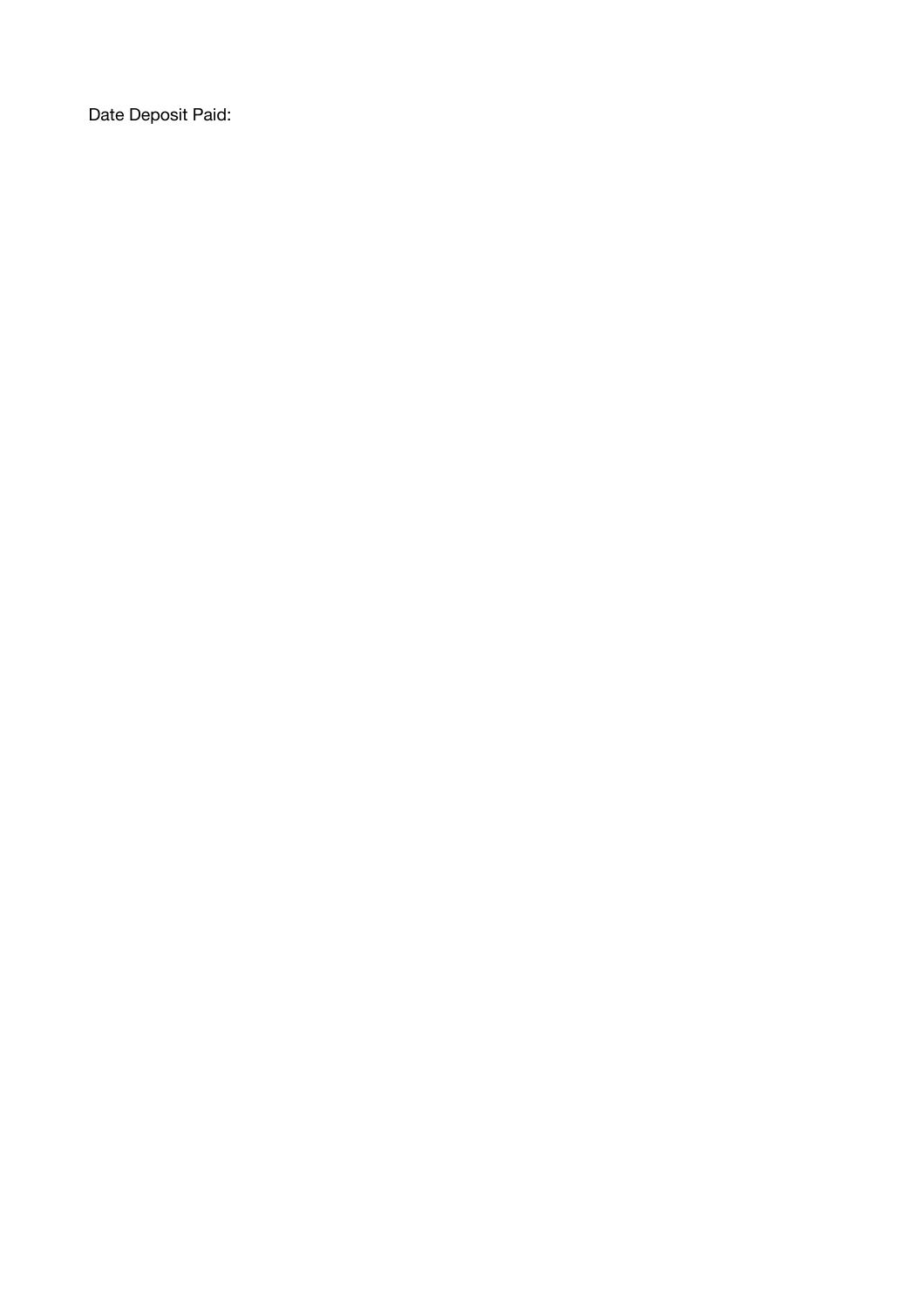Date Deposit Paid: